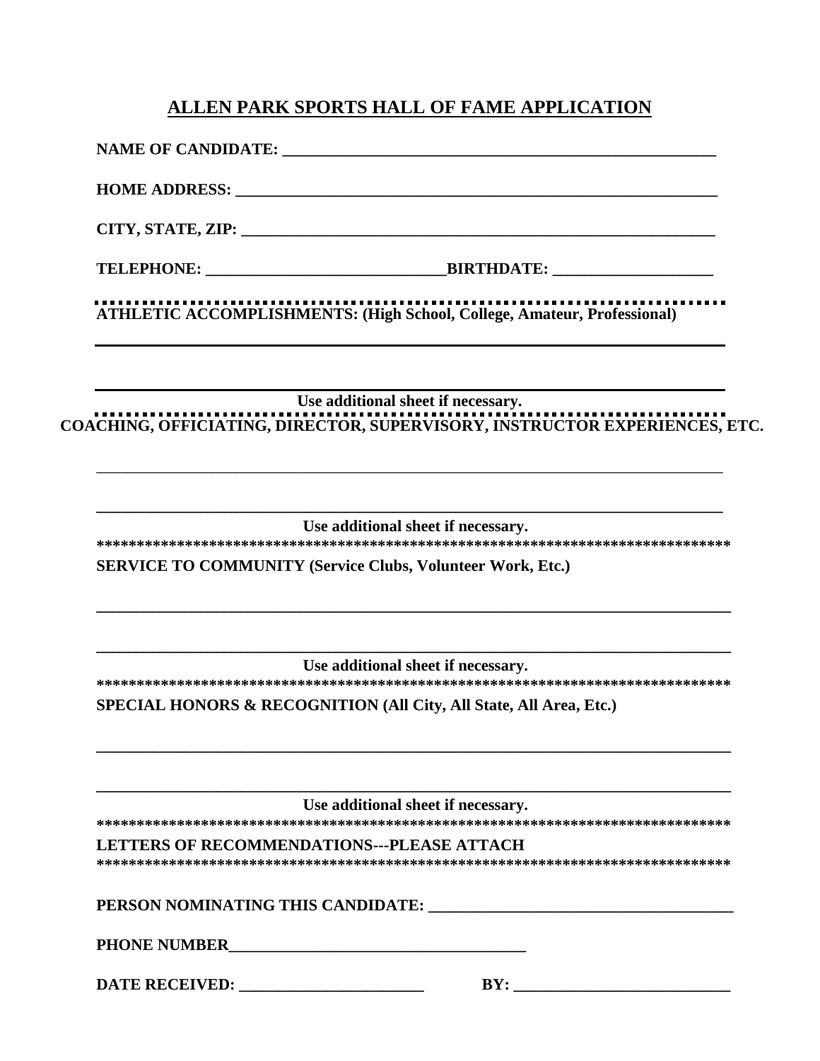# ALLEN PARK SPORTS HALL OF FAME APPLICATION

**NAME OF CANDIDATE:** _______________________________________________

**HOME ADDRESS:** _______________________________________________

**CITY, STATE, ZIP:** _______________________________________________

**TELEPHONE:** ____________________________ **BIRTHDATE:** __________________

..................................................................................

**ATHLETIC ACCOMPLISHMENTS: (High School, College, Amateur, Professional)**

_______________________________________________

_______________________________________________

**Use additional sheet if necessary.**

..................................................................................

**COACHING, OFFICIATING, DIRECTOR, SUPERVISORY, INSTRUCTOR EXPERIENCES, ETC.**

_______________________________________________

_______________________________________________

**Use additional sheet if necessary.**

**********************************************************************************

**SERVICE TO COMMUNITY (Service Clubs, Volunteer Work, Etc.)**

_______________________________________________

_______________________________________________

**Use additional sheet if necessary.**

**********************************************************************************

**SPECIAL HONORS & RECOGNITION (All City, All State, All Area, Etc.)**

_______________________________________________

_______________________________________________

**Use additional sheet if necessary.**

**********************************************************************************

**LETTERS OF RECOMMENDATIONS---PLEASE ATTACH**

**********************************************************************************

**PERSON NOMINATING THIS CANDIDATE:** ____________________________________

**PHONE NUMBER**____________________________________

**DATE RECEIVED:** ______________________ **BY:** __________________________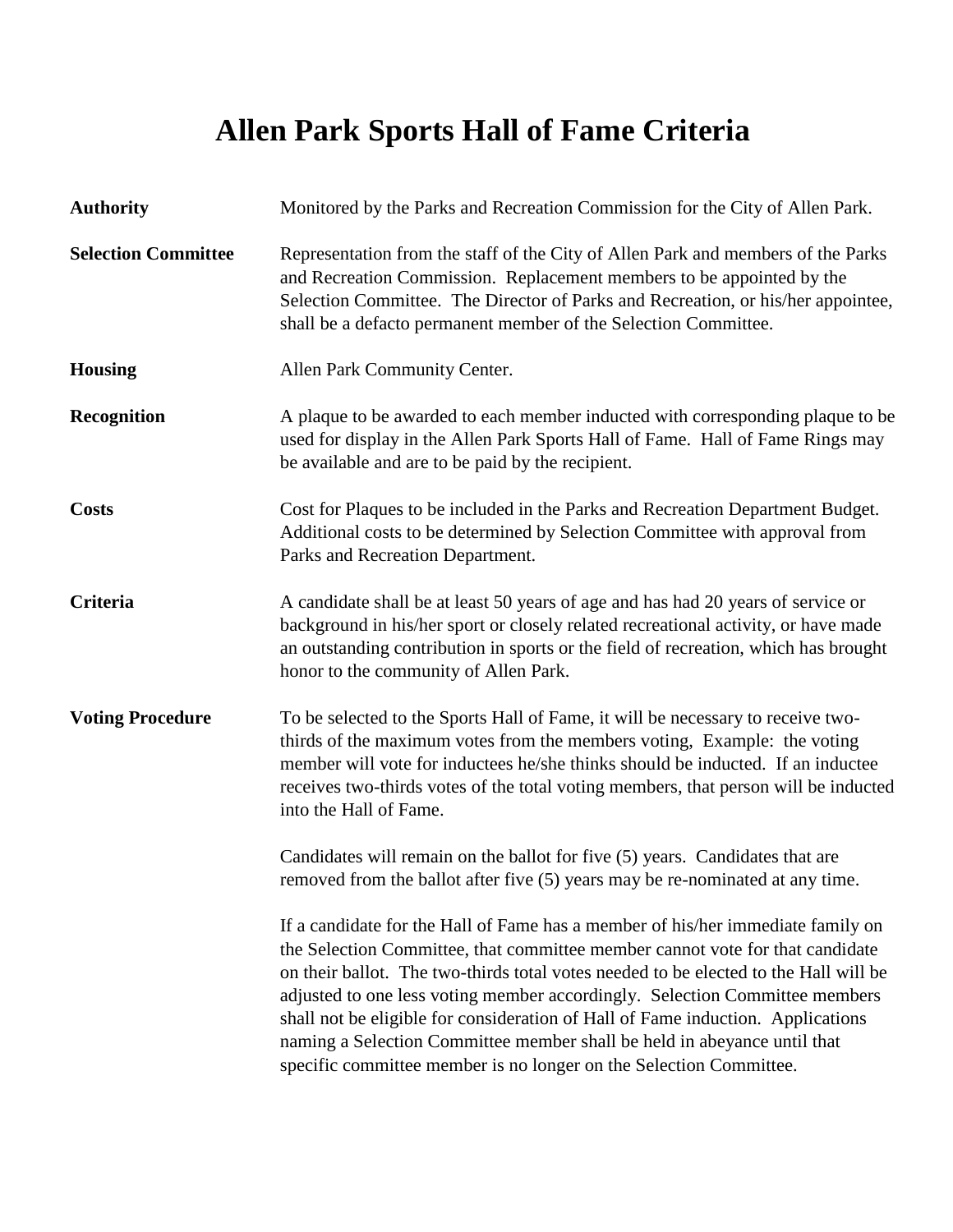# Allen Park Sports Hall of Fame Criteria

**Authority**

Monitored by the Parks and Recreation Commission for the City of Allen Park.

**Selection Committee**

Representation from the staff of the City of Allen Park and members of the Parks and Recreation Commission. Replacement members to be appointed by the Selection Committee. The Director of Parks and Recreation, or his/her appointee, shall be a defacto permanent member of the Selection Committee.

**Housing**

Allen Park Community Center.

**Recognition**

A plaque to be awarded to each member inducted with corresponding plaque to be used for display in the Allen Park Sports Hall of Fame. Hall of Fame Rings may be available and are to be paid by the recipient.

**Costs**

Cost for Plaques to be included in the Parks and Recreation Department Budget. Additional costs to be determined by Selection Committee with approval from Parks and Recreation Department.

**Criteria**

A candidate shall be at least 50 years of age and has had 20 years of service or background in his/her sport or closely related recreational activity, or have made an outstanding contribution in sports or the field of recreation, which has brought honor to the community of Allen Park.

**Voting Procedure**

To be selected to the Sports Hall of Fame, it will be necessary to receive two-thirds of the maximum votes from the members voting, Example: the voting member will vote for inductees he/she thinks should be inducted. If an inductee receives two-thirds votes of the total voting members, that person will be inducted into the Hall of Fame.

Candidates will remain on the ballot for five (5) years. Candidates that are removed from the ballot after five (5) years may be re-nominated at any time.

If a candidate for the Hall of Fame has a member of his/her immediate family on the Selection Committee, that committee member cannot vote for that candidate on their ballot. The two-thirds total votes needed to be elected to the Hall will be adjusted to one less voting member accordingly. Selection Committee members shall not be eligible for consideration of Hall of Fame induction. Applications naming a Selection Committee member shall be held in abeyance until that specific committee member is no longer on the Selection Committee.